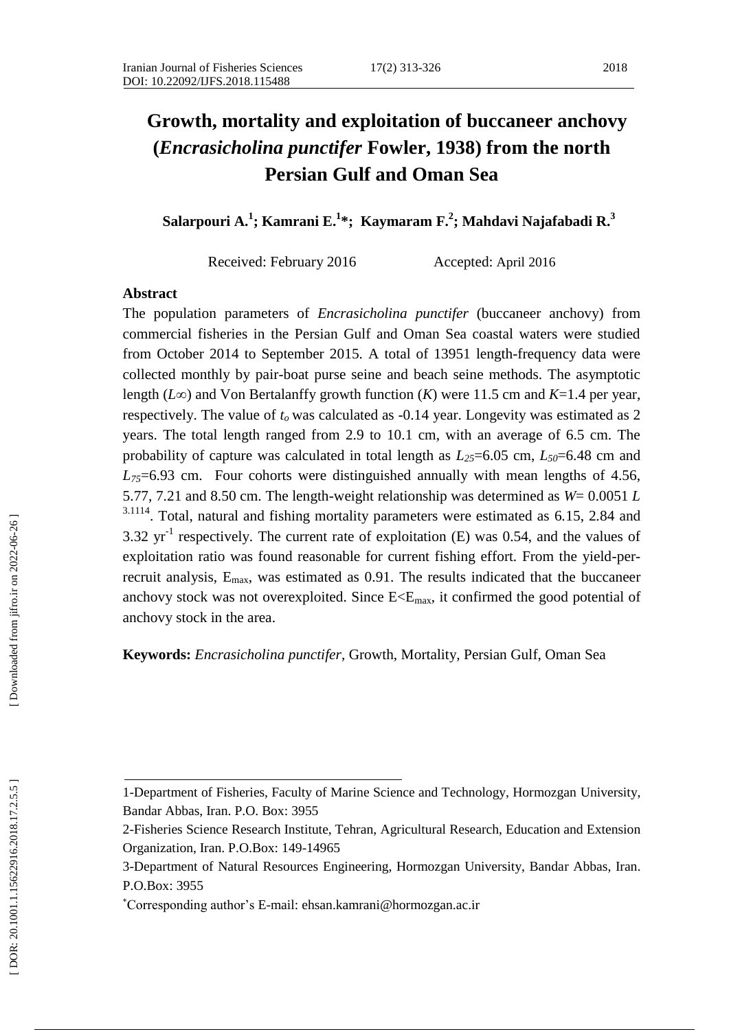# Growth, mortality and exploitation of buccaneer anchovy (*Encrasicholina punctifer* Fowler, 1938) from the north Persian Gulf and Oman Sea

**Salarpouri A.[1]; Kamrani E.[1]\*; Kaymaram F.[2]; Mahdavi Najafabadi R.[3]**

Received: February 2016 Accepted: April 2016

## Abstract

The population parameters of *Encrasicholina punctifer* (buccaneer anchovy) from commercial fisheries in the Persian Gulf and Oman Sea coastal waters were studied from October 2014 to September 2015. A total of 13951 length-frequency data were collected monthly by pair-boat purse seine and beach seine methods. The asymptotic length ($L\infty$) and Von Bertalanffy growth function ($K$) were 11.5 cm and $K$=1.4 per year, respectively. The value of $t_o$ was calculated as -0.14 year. Longevity was estimated as 2 years. The total length ranged from 2.9 to 10.1 cm, with an average of 6.5 cm. The probability of capture was calculated in total length as $L_{25}$=6.05 cm, $L_{50}$=6.48 cm and $L_{75}$=6.93 cm. Four cohorts were distinguished annually with mean lengths of 4.56, 5.77, 7.21 and 8.50 cm. The length-weight relationship was determined as $W= 0.0051\ L^{3.1114}$. Total, natural and fishing mortality parameters were estimated as 6.15, 2.84 and 3.32 $yr^{-1}$ respectively. The current rate of exploitation (E) was 0.54, and the values of exploitation ratio was found reasonable for current fishing effort. From the yield-per-recruit analysis, $E_{max}$, was estimated as 0.91. The results indicated that the buccaneer anchovy stock was not overexploited. Since $E<E_{max}$, it confirmed the good potential of anchovy stock in the area.

**Keywords:** *Encrasicholina punctifer*, Growth, Mortality, Persian Gulf, Oman Sea

---

1-Department of Fisheries, Faculty of Marine Science and Technology, Hormozgan University, Bandar Abbas, Iran. P.O. Box: 3955

2-Fisheries Science Research Institute, Tehran, Agricultural Research, Education and Extension Organization, Iran. P.O.Box: 149-14965

3-Department of Natural Resources Engineering, Hormozgan University, Bandar Abbas, Iran. P.O.Box: 3955

\*Corresponding author's E-mail: ehsan.kamrani@hormozgan.ac.ir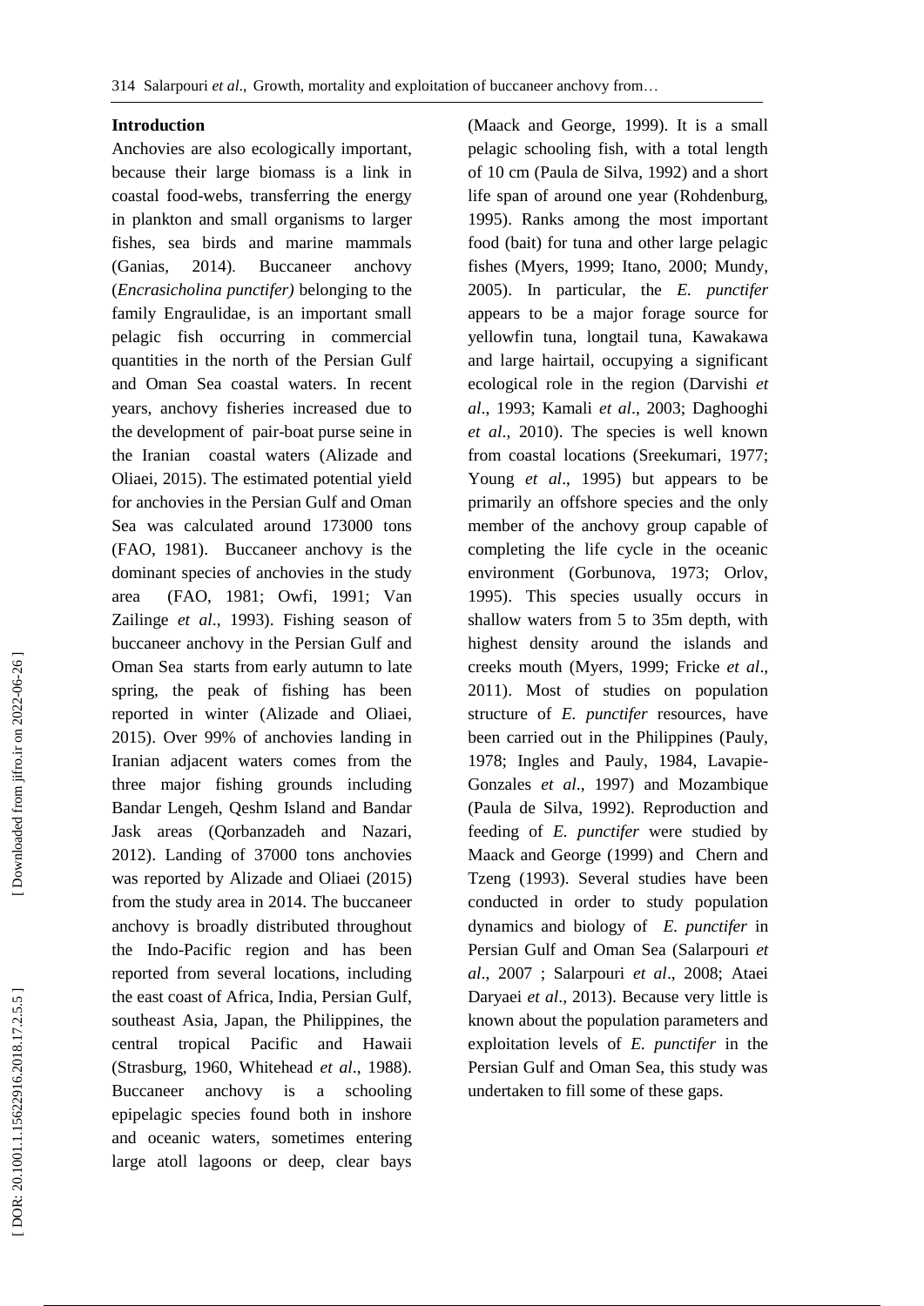## Introduction

Anchovies are also ecologically important, because their large biomass is a link in coastal food-webs, transferring the energy in plankton and small organisms to larger fishes, sea birds and marine mammals (Ganias, 2014). Buccaneer anchovy (*Encrasicholina punctifer)* belonging to the family Engraulidae, is an important small pelagic fish occurring in commercial quantities in the north of the Persian Gulf and Oman Sea coastal waters. In recent years, anchovy fisheries increased due to the development of pair-boat purse seine in the Iranian coastal waters (Alizade and Oliaei, 2015). The estimated potential yield for anchovies in the Persian Gulf and Oman Sea was calculated around 173000 tons (FAO, 1981). Buccaneer anchovy is the dominant species of anchovies in the study area (FAO, 1981; Owfi, 1991; Van Zailinge *et al*., 1993). Fishing season of buccaneer anchovy in the Persian Gulf and Oman Sea starts from early autumn to late spring, the peak of fishing has been reported in winter (Alizade and Oliaei, 2015). Over 99% of anchovies landing in Iranian adjacent waters comes from the three major fishing grounds including Bandar Lengeh, Qeshm Island and Bandar Jask areas (Qorbanzadeh and Nazari, 2012). Landing of 37000 tons anchovies was reported by Alizade and Oliaei (2015) from the study area in 2014. The buccaneer anchovy is broadly distributed throughout the Indo-Pacific region and has been reported from several locations, including the east coast of Africa, India, Persian Gulf, southeast Asia, Japan, the Philippines, the central tropical Pacific and Hawaii (Strasburg, 1960, Whitehead *et al*., 1988). Buccaneer anchovy is a schooling epipelagic species found both in inshore and oceanic waters, sometimes entering large atoll lagoons or deep, clear bays (Maack and George, 1999). It is a small pelagic schooling fish, with a total length of 10 cm (Paula de Silva, 1992) and a short life span of around one year (Rohdenburg, 1995). Ranks among the most important food (bait) for tuna and other large pelagic fishes (Myers, 1999; Itano, 2000; Mundy, 2005). In particular, the *E. punctifer* appears to be a major forage source for yellowfin tuna, longtail tuna, Kawakawa and large hairtail, occupying a significant ecological role in the region (Darvishi *et al*., 1993; Kamali *et al*., 2003; Daghooghi *et al*., 2010). The species is well known from coastal locations (Sreekumari, 1977; Young *et al*., 1995) but appears to be primarily an offshore species and the only member of the anchovy group capable of completing the life cycle in the oceanic environment (Gorbunova, 1973; Orlov, 1995). This species usually occurs in shallow waters from 5 to 35m depth, with highest density around the islands and creeks mouth (Myers, 1999; Fricke *et al*., 2011). Most of studies on population structure of *E. punctifer* resources, have been carried out in the Philippines (Pauly, 1978; Ingles and Pauly, 1984, Lavapie-Gonzales *et al*., 1997) and Mozambique (Paula de Silva, 1992). Reproduction and feeding of *E. punctifer* were studied by Maack and George (1999) and Chern and Tzeng (1993). Several studies have been conducted in order to study population dynamics and biology of *E. punctifer* in Persian Gulf and Oman Sea (Salarpouri *et al*., 2007 ; Salarpouri *et al*., 2008; Ataei Daryaei *et al*., 2013). Because very little is known about the population parameters and exploitation levels of *E. punctifer* in the Persian Gulf and Oman Sea, this study was undertaken to fill some of these gaps.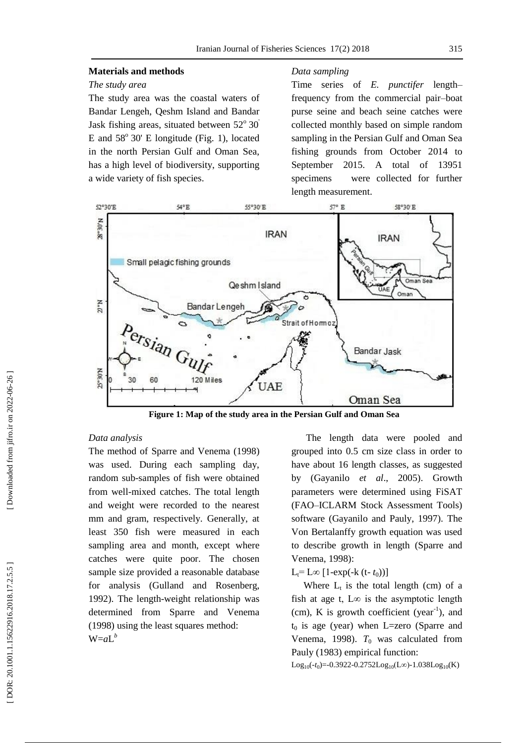## Materials and methods

*The study area*

The study area was the coastal waters of Bandar Lengeh, Qeshm Island and Bandar Jask fishing areas, situated between 52° 30' E and 58° 30' E longitude (Fig. 1), located in the north Persian Gulf and Oman Sea, has a high level of biodiversity, supporting a wide variety of fish species.

*Data sampling*

Time series of *E. punctifer* length–frequency from the commercial pair–boat purse seine and beach seine catches were collected monthly based on simple random sampling in the Persian Gulf and Oman Sea fishing grounds from October 2014 to September 2015. A total of 13951 specimens were collected for further length measurement.

**Figure 1: Map of the study area in the Persian Gulf and Oman Sea**

*Data analysis*

The method of Sparre and Venema (1998) was used. During each sampling day, random sub-samples of fish were obtained from well-mixed catches. The total length and weight were recorded to the nearest mm and gram, respectively. Generally, at least 350 fish were measured in each sampling area and month, except where catches were quite poor. The chosen sample size provided a reasonable database for analysis (Gulland and Rosenberg, 1992). The length-weight relationship was determined from Sparre and Venema (1998) using the least squares method:

$$W = aL^{b}$$

The length data were pooled and grouped into 0.5 cm size class in order to have about 16 length classes, as suggested by (Gayanilo *et al*., 2005). Growth parameters were determined using FiSAT (FAO–ICLARM Stock Assessment Tools) software (Gayanilo and Pauly, 1997). The Von Bertalanffy growth equation was used to describe growth in length (Sparre and Venema, 1998):

$$L_t = L_\infty \left[1 - \exp(-k\,(t - t_0))\right]$$

Where $L_t$ is the total length (cm) of a fish at age t, $L_\infty$ is the asymptotic length (cm), K is growth coefficient ($year^{-1}$), and $t_0$ is age (year) when L=zero (Sparre and Venema, 1998). $T_0$ was calculated from Pauly (1983) empirical function:

$$\log_{10}(-t_0) = -0.3922 - 0.2752\log_{10}(L_\infty) - 1.038\log_{10}(K)$$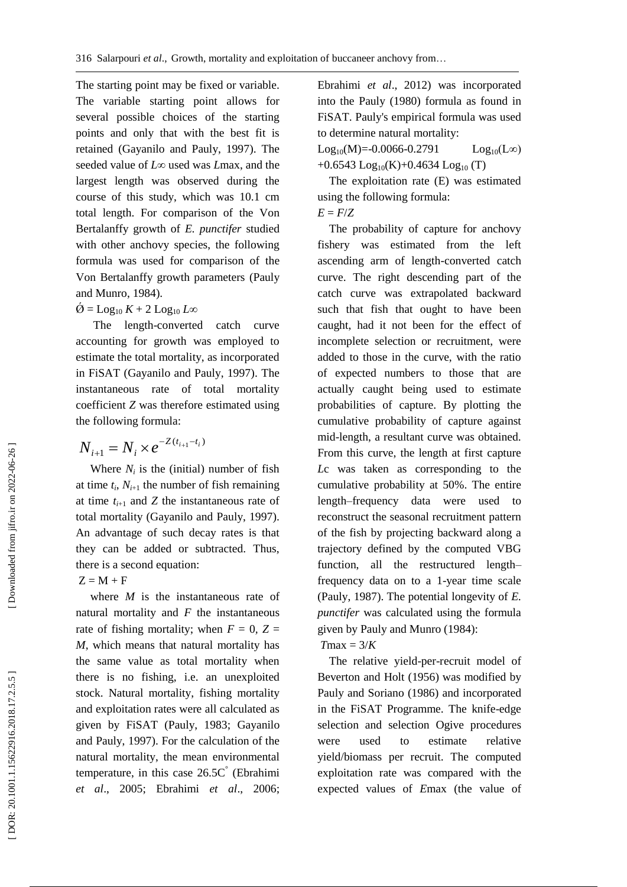The starting point may be fixed or variable. The variable starting point allows for several possible choices of the starting points and only that with the best fit is retained (Gayanilo and Pauly, 1997). The seeded value of $L\infty$ used was $L$max, and the largest length was observed during the course of this study, which was 10.1 cm total length. For comparison of the Von Bertalanffy growth of *E. punctifer* studied with other anchovy species, the following formula was used for comparison of the Von Bertalanffy growth parameters (Pauly and Munro, 1984).

$\acute{O} = \text{Log}_{10} K + 2\ \text{Log}_{10} L\infty$

The length-converted catch curve accounting for growth was employed to estimate the total mortality, as incorporated in FiSAT (Gayanilo and Pauly, 1997). The instantaneous rate of total mortality coefficient $Z$ was therefore estimated using the following formula:

$$N_{i+1} = N_i \times e^{-Z(t_{i+1}-t_i)}$$

Where $N_i$ is the (initial) number of fish at time $t_i$, $N_{i+1}$ the number of fish remaining at time $t_{i+1}$ and $Z$ the instantaneous rate of total mortality (Gayanilo and Pauly, 1997). An advantage of such decay rates is that they can be added or subtracted. Thus, there is a second equation:

$Z = M + F$

where $M$ is the instantaneous rate of natural mortality and $F$ the instantaneous rate of fishing mortality; when $F = 0$, $Z = M$, which means that natural mortality has the same value as total mortality when there is no fishing, i.e. an unexploited stock. Natural mortality, fishing mortality and exploitation rates were all calculated as given by FiSAT (Pauly, 1983; Gayanilo and Pauly, 1997). For the calculation of the natural mortality, the mean environmental temperature, in this case 26.5C° (Ebrahimi *et al*., 2005; Ebrahimi *et al*., 2006; Ebrahimi *et al*., 2012) was incorporated into the Pauly (1980) formula as found in FiSAT. Pauly's empirical formula was used to determine natural mortality:

$\text{Log}_{10}(M) = -0.0066 - 0.2791\ \text{Log}_{10}(L\infty) + 0.6543\ \text{Log}_{10}(K) + 0.4634\ \text{Log}_{10}(T)$

The exploitation rate (E) was estimated using the following formula:

$E = F/Z$

The probability of capture for anchovy fishery was estimated from the left ascending arm of length-converted catch curve. The right descending part of the catch curve was extrapolated backward such that fish that ought to have been caught, had it not been for the effect of incomplete selection or recruitment, were added to those in the curve, with the ratio of expected numbers to those that are actually caught being used to estimate probabilities of capture. By plotting the cumulative probability of capture against mid-length, a resultant curve was obtained. From this curve, the length at first capture $L$c was taken as corresponding to the cumulative probability at 50%. The entire length–frequency data were used to reconstruct the seasonal recruitment pattern of the fish by projecting backward along a trajectory defined by the computed VBG function, all the restructured length–frequency data on to a 1-year time scale (Pauly, 1987). The potential longevity of *E. punctifer* was calculated using the formula given by Pauly and Munro (1984):

$T\text{max} = 3/K$

The relative yield-per-recruit model of Beverton and Holt (1956) was modified by Pauly and Soriano (1986) and incorporated in the FiSAT Programme. The knife-edge selection and selection Ogive procedures were used to estimate relative yield/biomass per recruit. The computed exploitation rate was compared with the expected values of $E$max (the value of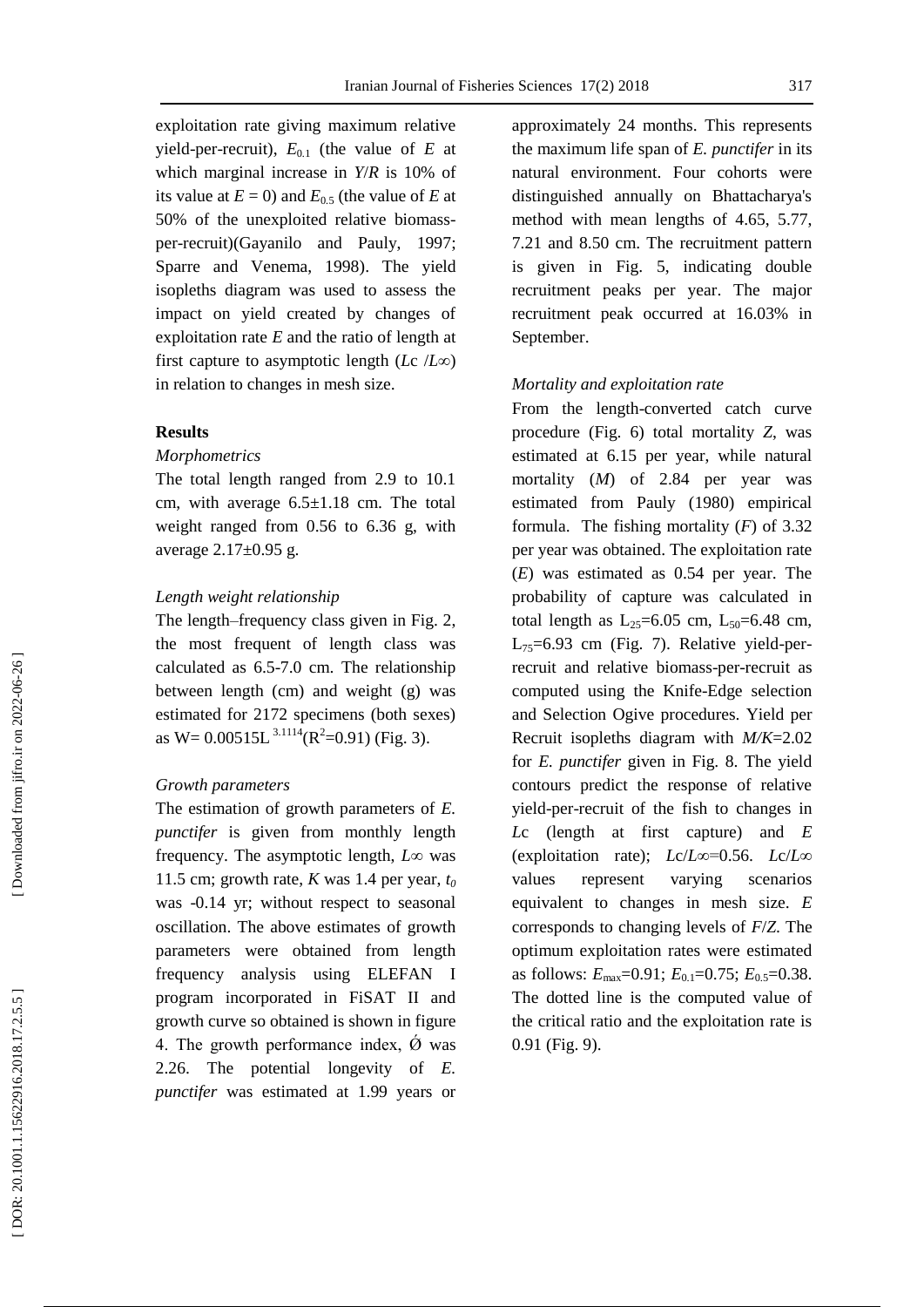exploitation rate giving maximum relative yield-per-recruit), $E_{0.1}$ (the value of $E$ at which marginal increase in $Y/R$ is 10% of its value at $E = 0$) and $E_{0.5}$ (the value of $E$ at 50% of the unexploited relative biomass-per-recruit)(Gayanilo and Pauly, 1997; Sparre and Venema, 1998). The yield isopleths diagram was used to assess the impact on yield created by changes of exploitation rate $E$ and the ratio of length at first capture to asymptotic length ($Lc/L\infty$) in relation to changes in mesh size.

## Results

### *Morphometrics*

The total length ranged from 2.9 to 10.1 cm, with average 6.5±1.18 cm. The total weight ranged from 0.56 to 6.36 g, with average 2.17±0.95 g.

### *Length weight relationship*

The length–frequency class given in Fig. 2, the most frequent of length class was calculated as 6.5-7.0 cm. The relationship between length (cm) and weight (g) was estimated for 2172 specimens (both sexes) as $W= 0.00515L^{3.1114}$ ($R^2$=0.91) (Fig. 3).

### *Growth parameters*

The estimation of growth parameters of *E. punctifer* is given from monthly length frequency. The asymptotic length, $L\infty$ was 11.5 cm; growth rate, $K$ was 1.4 per year, $t_0$ was -0.14 yr; without respect to seasonal oscillation. The above estimates of growth parameters were obtained from length frequency analysis using ELEFAN I program incorporated in FiSAT II and growth curve so obtained is shown in figure 4. The growth performance index, Ǿ was 2.26. The potential longevity of *E. punctifer* was estimated at 1.99 years or approximately 24 months. This represents the maximum life span of *E. punctifer* in its natural environment. Four cohorts were distinguished annually on Bhattacharya's method with mean lengths of 4.65, 5.77, 7.21 and 8.50 cm. The recruitment pattern is given in Fig. 5, indicating double recruitment peaks per year. The major recruitment peak occurred at 16.03% in September.

### *Mortality and exploitation rate*

From the length-converted catch curve procedure (Fig. 6) total mortality $Z$, was estimated at 6.15 per year, while natural mortality ($M$) of 2.84 per year was estimated from Pauly (1980) empirical formula. The fishing mortality ($F$) of 3.32 per year was obtained. The exploitation rate ($E$) was estimated as 0.54 per year. The probability of capture was calculated in total length as $L_{25}$=6.05 cm, $L_{50}$=6.48 cm, $L_{75}$=6.93 cm (Fig. 7). Relative yield-per-recruit and relative biomass-per-recruit as computed using the Knife-Edge selection and Selection Ogive procedures. Yield per Recruit isopleths diagram with $M/K$=2.02 for *E. punctifer* given in Fig. 8. The yield contours predict the response of relative yield-per-recruit of the fish to changes in $Lc$ (length at first capture) and $E$ (exploitation rate); $Lc/L\infty$=0.56. $Lc/L\infty$ values represent varying scenarios equivalent to changes in mesh size. $E$ corresponds to changing levels of $F/Z$. The optimum exploitation rates were estimated as follows: $E_{max}$=0.91; $E_{0.1}$=0.75; $E_{0.5}$=0.38. The dotted line is the computed value of the critical ratio and the exploitation rate is 0.91 (Fig. 9).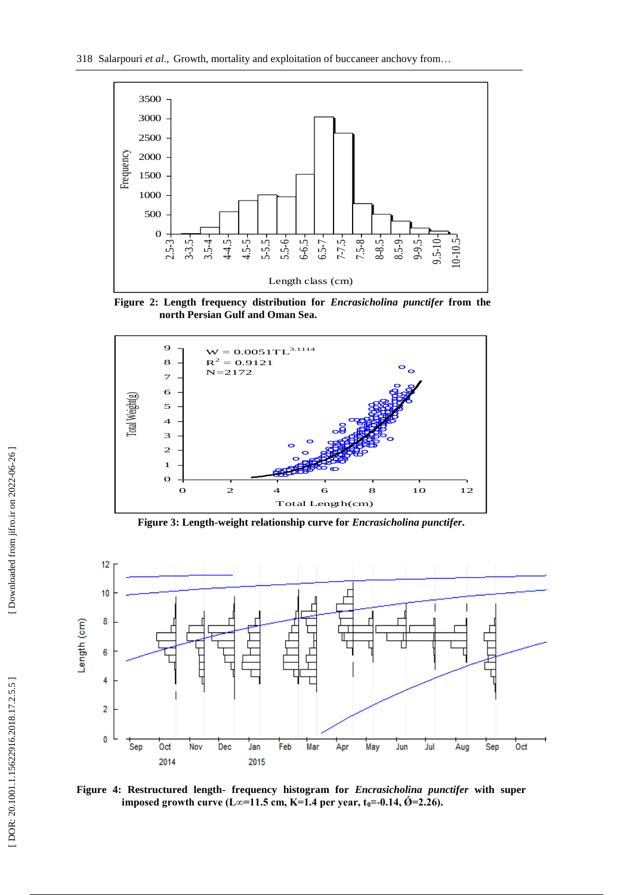**Figure 2: Length frequency distribution for *Encrasicholina punctifer* from the north Persian Gulf and Oman Sea.**

**Figure 3: Length-weight relationship curve for *Encrasicholina punctifer*.**

**Figure 4: Restructured length- frequency histogram for *Encrasicholina punctifer* with super imposed growth curve ($L_\infty$=11.5 cm, K=1.4 per year, $t_0$=-0.14, Ó=2.26).**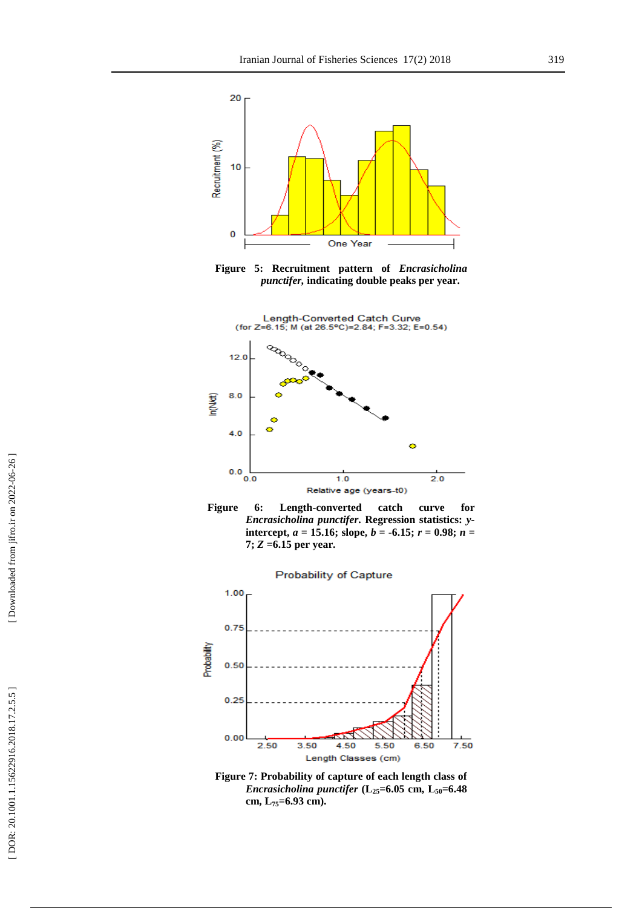**Figure 5: Recruitment pattern of *Encrasicholina punctifer*, indicating double peaks per year.**

**Figure 6: Length-converted catch curve for *Encrasicholina punctifer*. Regression statistics: *y*-intercept, *a* = 15.16; slope, *b* = -6.15; *r* = 0.98; *n* = 7; *Z* =6.15 per year.**

**Figure 7: Probability of capture of each length class of *Encrasicholina punctifer* ($L_{25}$=6.05 cm, $L_{50}$=6.48 cm, $L_{75}$=6.93 cm).**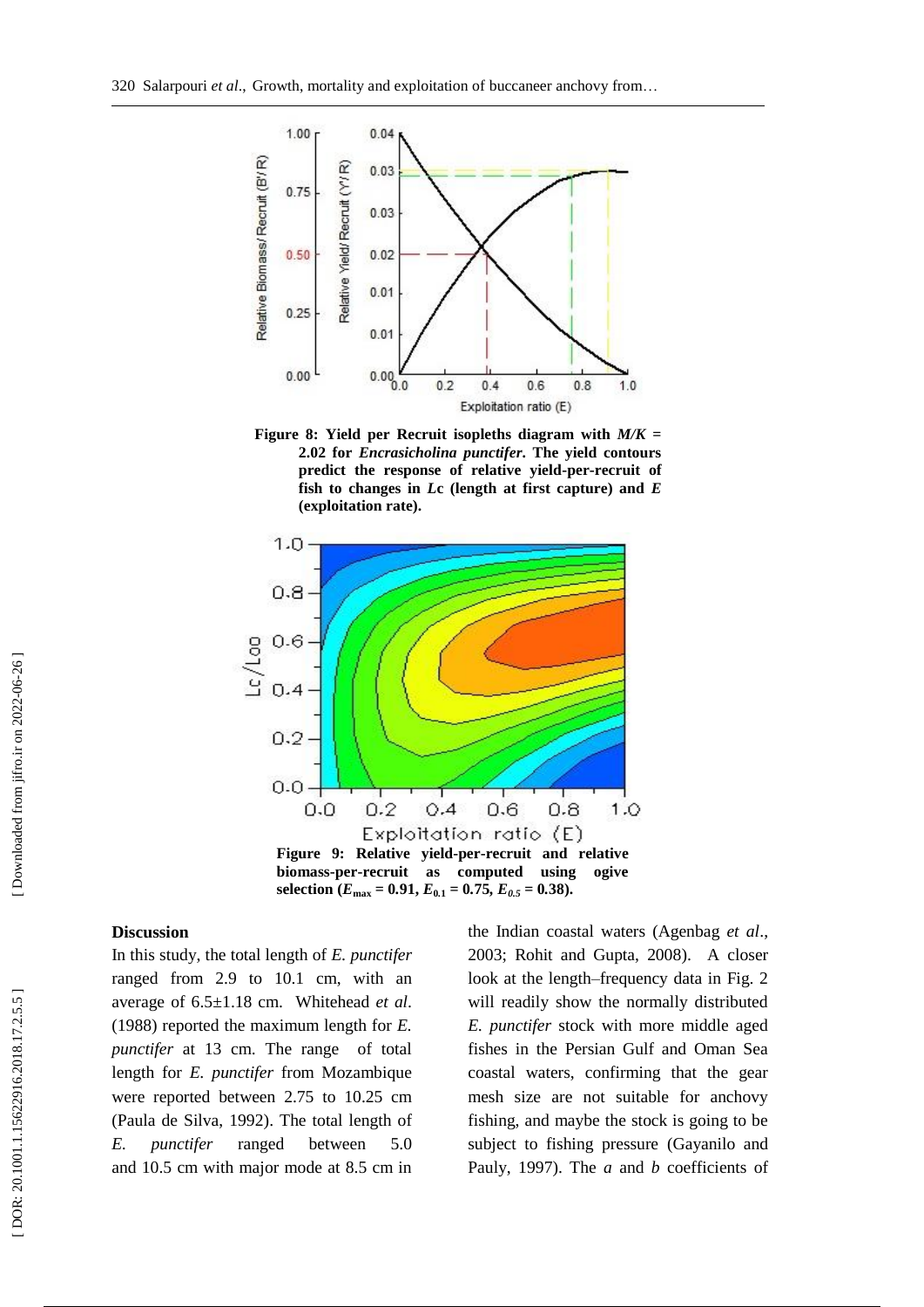**Figure 8: Yield per Recruit isopleths diagram with $M/K$ = 2.02 for *Encrasicholina punctifer*. The yield contours predict the response of relative yield-per-recruit of fish to changes in $Lc$ (length at first capture) and $E$ (exploitation rate).**

**Figure 9: Relative yield-per-recruit and relative biomass-per-recruit as computed using ogive selection ($E_{max}$ = 0.91, $E_{0.1}$ = 0.75, $E_{0.5}$ = 0.38).**

## Discussion

In this study, the total length of *E. punctifer* ranged from 2.9 to 10.1 cm, with an average of 6.5±1.18 cm. Whitehead *et al*. (1988) reported the maximum length for *E. punctifer* at 13 cm. The range of total length for *E. punctifer* from Mozambique were reported between 2.75 to 10.25 cm (Paula de Silva, 1992). The total length of *E. punctifer* ranged between 5.0 and 10.5 cm with major mode at 8.5 cm in the Indian coastal waters (Agenbag *et al*., 2003; Rohit and Gupta, 2008). A closer look at the length–frequency data in Fig. 2 will readily show the normally distributed *E. punctifer* stock with more middle aged fishes in the Persian Gulf and Oman Sea coastal waters, confirming that the gear mesh size are not suitable for anchovy fishing, and maybe the stock is going to be subject to fishing pressure (Gayanilo and Pauly, 1997). The *a* and *b* coefficients of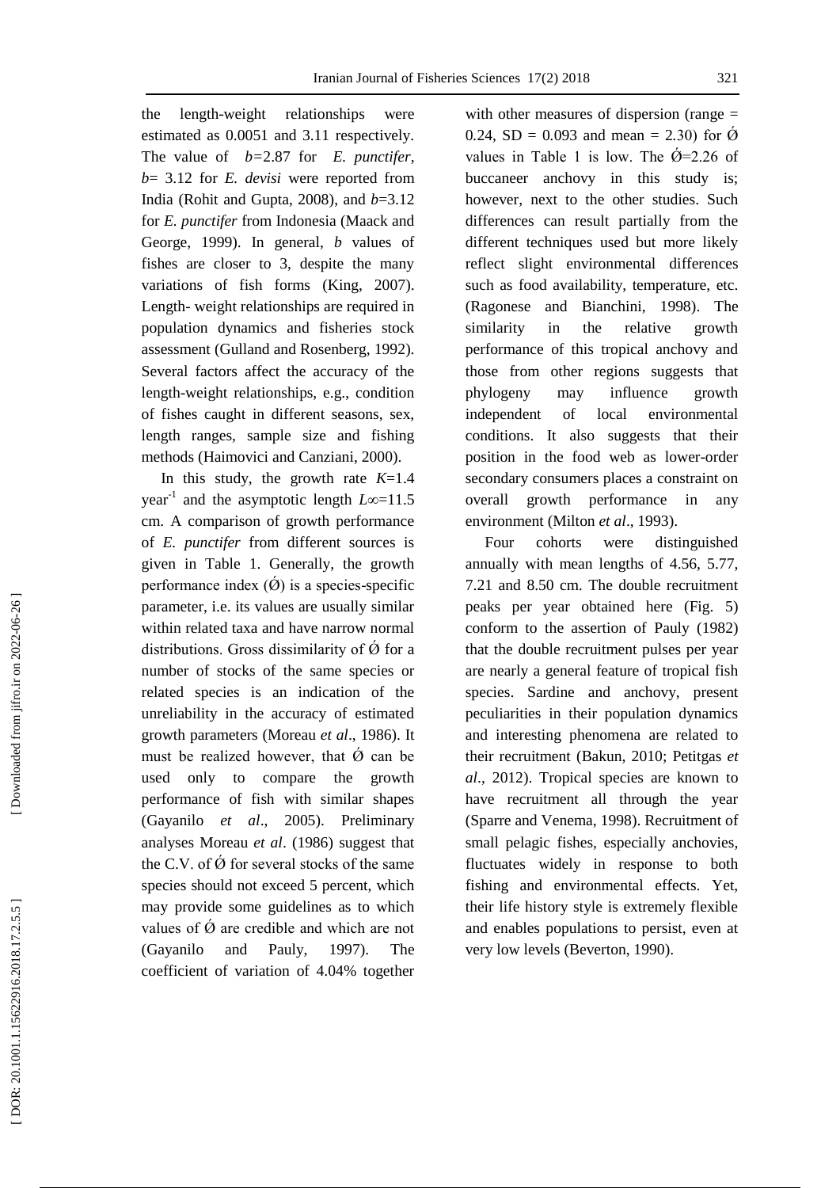the length-weight relationships were estimated as 0.0051 and 3.11 respectively. The value of $b$=2.87 for *E. punctifer*, $b$= 3.12 for *E. devisi* were reported from India (Rohit and Gupta, 2008), and $b$=3.12 for *E. punctifer* from Indonesia (Maack and George, 1999). In general, $b$ values of fishes are closer to 3, despite the many variations of fish forms (King, 2007). Length- weight relationships are required in population dynamics and fisheries stock assessment (Gulland and Rosenberg, 1992). Several factors affect the accuracy of the length-weight relationships, e.g., condition of fishes caught in different seasons, sex, length ranges, sample size and fishing methods (Haimovici and Canziani, 2000).

In this study, the growth rate $K$=1.4 year$^{-1}$ and the asymptotic length $L\infty$=11.5 cm. A comparison of growth performance of *E. punctifer* from different sources is given in Table 1. Generally, the growth performance index (Ǿ) is a species-specific parameter, i.e. its values are usually similar within related taxa and have narrow normal distributions. Gross dissimilarity of Ǿ for a number of stocks of the same species or related species is an indication of the unreliability in the accuracy of estimated growth parameters (Moreau *et al*., 1986). It must be realized however, that Ǿ can be used only to compare the growth performance of fish with similar shapes (Gayanilo *et al*., 2005). Preliminary analyses Moreau *et al*. (1986) suggest that the C.V. of Ǿ for several stocks of the same species should not exceed 5 percent, which may provide some guidelines as to which values of Ǿ are credible and which are not (Gayanilo and Pauly, 1997). The coefficient of variation of 4.04% together with other measures of dispersion (range = 0.24, SD = 0.093 and mean = 2.30) for Ǿ values in Table 1 is low. The Ǿ=2.26 of buccaneer anchovy in this study is; however, next to the other studies. Such differences can result partially from the different techniques used but more likely reflect slight environmental differences such as food availability, temperature, etc. (Ragonese and Bianchini, 1998). The similarity in the relative growth performance of this tropical anchovy and those from other regions suggests that phylogeny may influence growth independent of local environmental conditions. It also suggests that their position in the food web as lower-order secondary consumers places a constraint on overall growth performance in any environment (Milton *et al*., 1993).

Four cohorts were distinguished annually with mean lengths of 4.56, 5.77, 7.21 and 8.50 cm. The double recruitment peaks per year obtained here (Fig. 5) conform to the assertion of Pauly (1982) that the double recruitment pulses per year are nearly a general feature of tropical fish species. Sardine and anchovy, present peculiarities in their population dynamics and interesting phenomena are related to their recruitment (Bakun, 2010; Petitgas *et al*., 2012). Tropical species are known to have recruitment all through the year (Sparre and Venema, 1998). Recruitment of small pelagic fishes, especially anchovies, fluctuates widely in response to both fishing and environmental effects. Yet, their life history style is extremely flexible and enables populations to persist, even at very low levels (Beverton, 1990).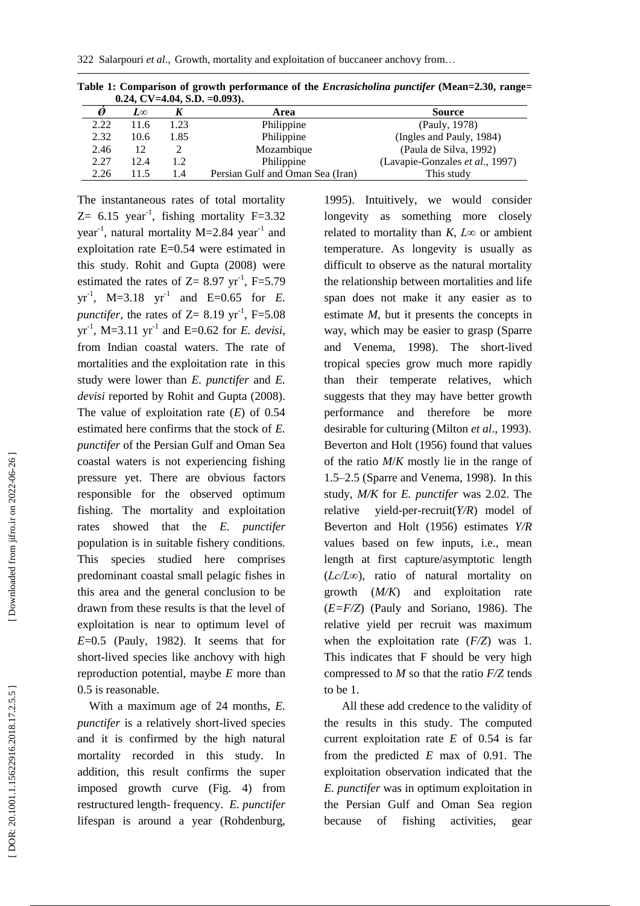**Table 1: Comparison of growth performance of the *Encrasicholina punctifer* (Mean=2.30, range= 0.24, CV=4.04, S.D. =0.093).**

| $\acute{\varnothing}$ | $L\infty$ | $K$ | Area | Source |
|---|---|---|---|---|
| 2.22 | 11.6 | 1.23 | Philippine | (Pauly, 1978) |
| 2.32 | 10.6 | 1.85 | Philippine | (Ingles and Pauly, 1984) |
| 2.46 | 12 | 2 | Mozambique | (Paula de Silva, 1992) |
| 2.27 | 12.4 | 1.2 | Philippine | (Lavapie-Gonzales *et al*., 1997) |
| 2.26 | 11.5 | 1.4 | Persian Gulf and Oman Sea (Iran) | This study |

The instantaneous rates of total mortality Z= 6.15 year$^{-1}$, fishing mortality F=3.32 year$^{-1}$, natural mortality M=2.84 year$^{-1}$ and exploitation rate E=0.54 were estimated in this study. Rohit and Gupta (2008) were estimated the rates of Z= 8.97 yr$^{-1}$, F=5.79 yr$^{-1}$, M=3.18 yr$^{-1}$ and E=0.65 for *E. punctifer*, the rates of Z= 8.19 yr$^{-1}$, F=5.08 yr$^{-1}$, M=3.11 yr$^{-1}$ and E=0.62 for *E. devisi*, from Indian coastal waters. The rate of mortalities and the exploitation rate in this study were lower than *E. punctifer* and *E. devisi* reported by Rohit and Gupta (2008). The value of exploitation rate ($E$) of 0.54 estimated here confirms that the stock of *E. punctifer* of the Persian Gulf and Oman Sea coastal waters is not experiencing fishing pressure yet. There are obvious factors responsible for the observed optimum fishing. The mortality and exploitation rates showed that the *E. punctifer* population is in suitable fishery conditions. This species studied here comprises predominant coastal small pelagic fishes in this area and the general conclusion to be drawn from these results is that the level of exploitation is near to optimum level of $E$=0.5 (Pauly, 1982). It seems that for short-lived species like anchovy with high reproduction potential, maybe $E$ more than 0.5 is reasonable.

With a maximum age of 24 months, *E. punctifer* is a relatively short-lived species and it is confirmed by the high natural mortality recorded in this study. In addition, this result confirms the super imposed growth curve (Fig. 4) from restructured length- frequency. *E. punctifer* lifespan is around a year (Rohdenburg, 1995). Intuitively, we would consider longevity as something more closely related to mortality than $K$, $L\infty$ or ambient temperature. As longevity is usually as difficult to observe as the natural mortality the relationship between mortalities and life span does not make it any easier as to estimate $M$, but it presents the concepts in way, which may be easier to grasp (Sparre and Venema, 1998). The short-lived tropical species grow much more rapidly than their temperate relatives, which suggests that they may have better growth performance and therefore be more desirable for culturing (Milton *et al*., 1993). Beverton and Holt (1956) found that values of the ratio $M/K$ mostly lie in the range of 1.5–2.5 (Sparre and Venema, 1998). In this study, $M/K$ for *E. punctifer* was 2.02. The relative yield-per-recruit($Y/R$) model of Beverton and Holt (1956) estimates $Y/R$ values based on few inputs, i.e., mean length at first capture/asymptotic length ($Lc/L\infty$), ratio of natural mortality on growth ($M/K$) and exploitation rate ($E=F/Z$) (Pauly and Soriano, 1986). The relative yield per recruit was maximum when the exploitation rate ($F/Z$) was 1. This indicates that F should be very high compressed to $M$ so that the ratio $F/Z$ tends to be 1.

All these add credence to the validity of the results in this study. The computed current exploitation rate $E$ of 0.54 is far from the predicted $E$ max of 0.91. The exploitation observation indicated that the *E. punctifer* was in optimum exploitation in the Persian Gulf and Oman Sea region because of fishing activities, gear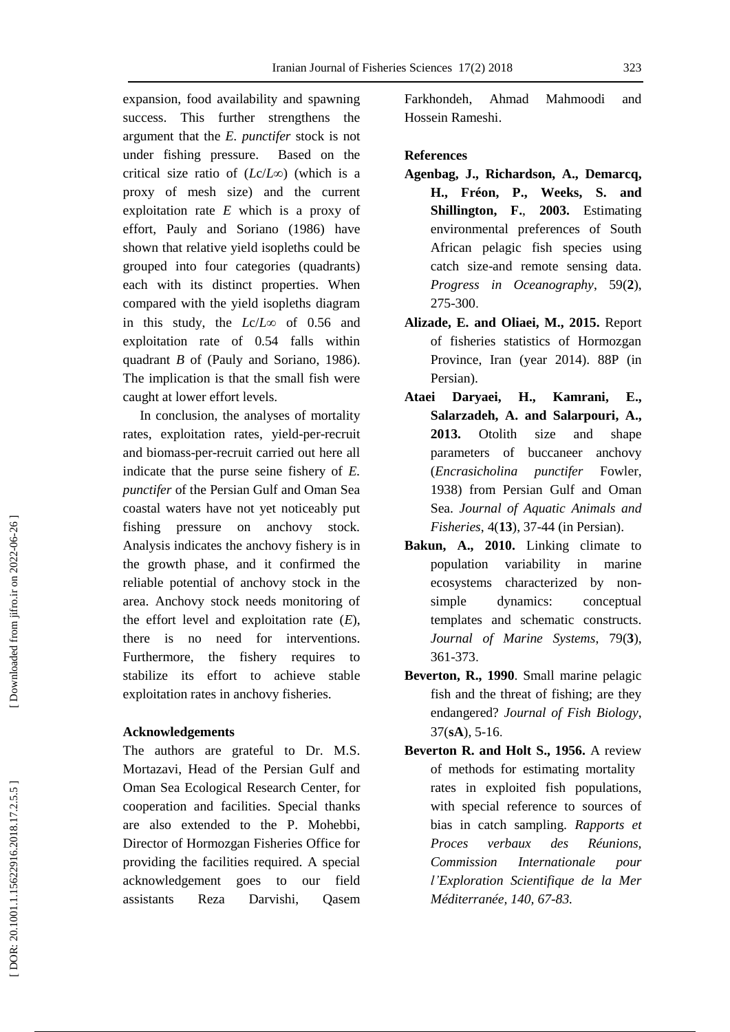expansion, food availability and spawning success. This further strengthens the argument that the *E. punctifer* stock is not under fishing pressure. Based on the critical size ratio of ($Lc/L\infty$) (which is a proxy of mesh size) and the current exploitation rate *E* which is a proxy of effort, Pauly and Soriano (1986) have shown that relative yield isopleths could be grouped into four categories (quadrants) each with its distinct properties. When compared with the yield isopleths diagram in this study, the $Lc/L\infty$ of 0.56 and exploitation rate of 0.54 falls within quadrant *B* of (Pauly and Soriano, 1986). The implication is that the small fish were caught at lower effort levels.

In conclusion, the analyses of mortality rates, exploitation rates, yield-per-recruit and biomass-per-recruit carried out here all indicate that the purse seine fishery of *E. punctifer* of the Persian Gulf and Oman Sea coastal waters have not yet noticeably put fishing pressure on anchovy stock. Analysis indicates the anchovy fishery is in the growth phase, and it confirmed the reliable potential of anchovy stock in the area. Anchovy stock needs monitoring of the effort level and exploitation rate (*E*), there is no need for interventions. Furthermore, the fishery requires to stabilize its effort to achieve stable exploitation rates in anchovy fisheries.

## Acknowledgements

The authors are grateful to Dr. M.S. Mortazavi, Head of the Persian Gulf and Oman Sea Ecological Research Center, for cooperation and facilities. Special thanks are also extended to the P. Mohebbi, Director of Hormozgan Fisheries Office for providing the facilities required. A special acknowledgement goes to our field assistants Reza Darvishi, Qasem Farkhondeh, Ahmad Mahmoodi and Hossein Rameshi.

## References

**Agenbag, J., Richardson, A., Demarcq, H., Fréon, P., Weeks, S. and Shillington, F., 2003.** Estimating environmental preferences of South African pelagic fish species using catch size-and remote sensing data. *Progress in Oceanography*, 59(**2**), 275-300.

**Alizade, E. and Oliaei, M., 2015.** Report of fisheries statistics of Hormozgan Province, Iran (year 2014). 88P (in Persian).

**Ataei Daryaei, H., Kamrani, E., Salarzadeh, A. and Salarpouri, A., 2013.** Otolith size and shape parameters of buccaneer anchovy (*Encrasicholina punctifer* Fowler, 1938) from Persian Gulf and Oman Sea. *Journal of Aquatic Animals and Fisheries*, 4(**13**), 37-44 (in Persian).

**Bakun, A., 2010.** Linking climate to population variability in marine ecosystems characterized by non-simple dynamics: conceptual templates and schematic constructs. *Journal of Marine Systems*, 79(**3**), 361-373.

**Beverton, R., 1990**. Small marine pelagic fish and the threat of fishing; are they endangered? *Journal of Fish Biology*, 37(**sA**), 5-16.

**Beverton R. and Holt S., 1956.** A review of methods for estimating mortality rates in exploited fish populations, with special reference to sources of bias in catch sampling. *Rapports et Proces verbaux des Réunions, Commission Internationale pour l'Exploration Scientifique de la Mer Méditerranée, 140, 67-83.*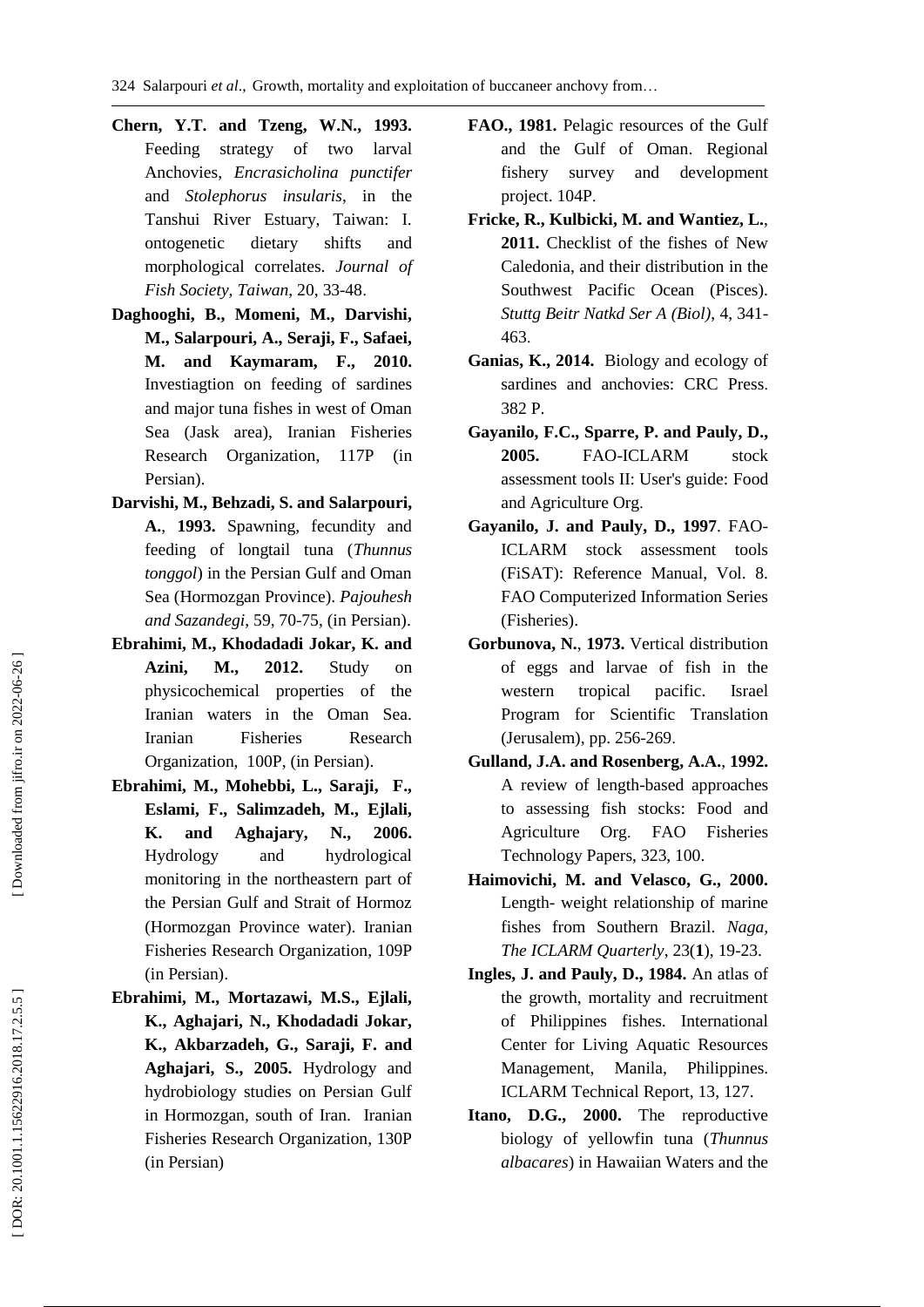**Chern, Y.T. and Tzeng, W.N., 1993.** Feeding strategy of two larval Anchovies, *Encrasicholina punctifer* and *Stolephorus insularis*, in the Tanshui River Estuary, Taiwan: I. ontogenetic dietary shifts and morphological correlates. *Journal of Fish Society, Taiwan*, 20, 33-48.

**Daghooghi, B., Momeni, M., Darvishi, M., Salarpouri, A., Seraji, F., Safaei, M. and Kaymaram, F., 2010.** Investiagtion on feeding of sardines and major tuna fishes in west of Oman Sea (Jask area), Iranian Fisheries Research Organization, 117P (in Persian).

**Darvishi, M., Behzadi, S. and Salarpouri, A., 1993.** Spawning, fecundity and feeding of longtail tuna (*Thunnus tonggol*) in the Persian Gulf and Oman Sea (Hormozgan Province). *Pajouhesh and Sazandegi*, 59, 70-75, (in Persian).

**Ebrahimi, M., Khodadadi Jokar, K. and Azini, M., 2012.** Study on physicochemical properties of the Iranian waters in the Oman Sea. Iranian Fisheries Research Organization, 100P, (in Persian).

**Ebrahimi, M., Mohebbi, L., Saraji, F., Eslami, F., Salimzadeh, M., Ejlali, K. and Aghajary, N., 2006.** Hydrology and hydrological monitoring in the northeastern part of the Persian Gulf and Strait of Hormoz (Hormozgan Province water). Iranian Fisheries Research Organization, 109P (in Persian).

**Ebrahimi, M., Mortazawi, M.S., Ejlali, K., Aghajari, N., Khodadadi Jokar, K., Akbarzadeh, G., Saraji, F. and Aghajari, S., 2005.** Hydrology and hydrobiology studies on Persian Gulf in Hormozgan, south of Iran. Iranian Fisheries Research Organization, 130P (in Persian)

**FAO., 1981.** Pelagic resources of the Gulf and the Gulf of Oman. Regional fishery survey and development project. 104P.

**Fricke, R., Kulbicki, M. and Wantiez, L., 2011.** Checklist of the fishes of New Caledonia, and their distribution in the Southwest Pacific Ocean (Pisces). *Stuttg Beitr Natkd Ser A (Biol)*, 4, 341-463.

**Ganias, K., 2014.** Biology and ecology of sardines and anchovies: CRC Press. 382 P.

**Gayanilo, F.C., Sparre, P. and Pauly, D., 2005.** FAO-ICLARM stock assessment tools II: User's guide: Food and Agriculture Org.

**Gayanilo, J. and Pauly, D., 1997**. FAO-ICLARM stock assessment tools (FiSAT): Reference Manual, Vol. 8. FAO Computerized Information Series (Fisheries).

**Gorbunova, N., 1973.** Vertical distribution of eggs and larvae of fish in the western tropical pacific. Israel Program for Scientific Translation (Jerusalem), pp. 256-269.

**Gulland, J.A. and Rosenberg, A.A., 1992.** A review of length-based approaches to assessing fish stocks: Food and Agriculture Org. FAO Fisheries Technology Papers, 323, 100.

**Haimovichi, M. and Velasco, G., 2000.** Length- weight relationship of marine fishes from Southern Brazil. *Naga, The ICLARM Quarterly*, 23(**1**), 19-23.

**Ingles, J. and Pauly, D., 1984.** An atlas of the growth, mortality and recruitment of Philippines fishes. International Center for Living Aquatic Resources Management, Manila, Philippines. ICLARM Technical Report, 13, 127.

**Itano, D.G., 2000.** The reproductive biology of yellowfin tuna (*Thunnus albacares*) in Hawaiian Waters and the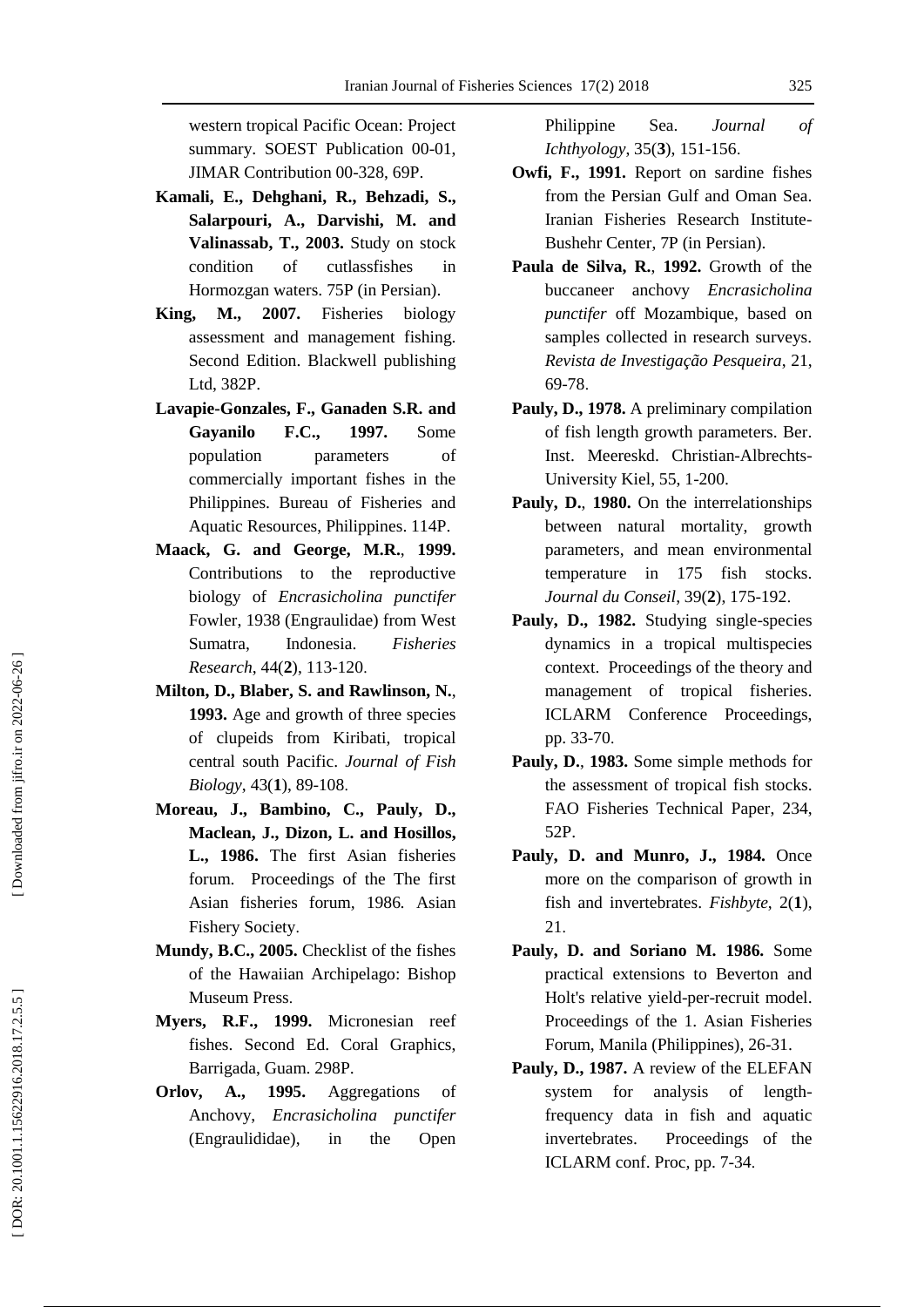western tropical Pacific Ocean: Project summary. SOEST Publication 00-01, JIMAR Contribution 00-328, 69P.

**Kamali, E., Dehghani, R., Behzadi, S., Salarpouri, A., Darvishi, M. and Valinassab, T., 2003.** Study on stock condition of cutlassfishes in Hormozgan waters. 75P (in Persian).

**King, M., 2007.** Fisheries biology assessment and management fishing. Second Edition. Blackwell publishing Ltd, 382P.

**Lavapie-Gonzales, F., Ganaden S.R. and Gayanilo F.C., 1997.** Some population parameters of commercially important fishes in the Philippines. Bureau of Fisheries and Aquatic Resources, Philippines. 114P.

**Maack, G. and George, M.R.**, **1999.** Contributions to the reproductive biology of *Encrasicholina punctifer* Fowler, 1938 (Engraulidae) from West Sumatra, Indonesia. *Fisheries Research*, 44(**2**), 113-120.

**Milton, D., Blaber, S. and Rawlinson, N.**, **1993.** Age and growth of three species of clupeids from Kiribati, tropical central south Pacific. *Journal of Fish Biology*, 43(**1**), 89-108.

**Moreau, J., Bambino, C., Pauly, D., Maclean, J., Dizon, L. and Hosillos, L., 1986.** The first Asian fisheries forum. Proceedings of the The first Asian fisheries forum, 1986. Asian Fishery Society.

**Mundy, B.C., 2005.** Checklist of the fishes of the Hawaiian Archipelago: Bishop Museum Press.

**Myers, R.F., 1999.** Micronesian reef fishes. Second Ed. Coral Graphics, Barrigada, Guam. 298P.

**Orlov, A., 1995.** Aggregations of Anchovy, *Encrasicholina punctifer* (Engraulididae), in the Open Philippine Sea. *Journal of Ichthyology*, 35(**3**), 151-156.

**Owfi, F., 1991.** Report on sardine fishes from the Persian Gulf and Oman Sea. Iranian Fisheries Research Institute-Bushehr Center, 7P (in Persian).

**Paula de Silva, R.**, **1992.** Growth of the buccaneer anchovy *Encrasicholina punctifer* off Mozambique, based on samples collected in research surveys. *Revista de Investigação Pesqueira*, 21, 69-78.

**Pauly, D., 1978.** A preliminary compilation of fish length growth parameters. Ber. Inst. Meereskd. Christian-Albrechts-University Kiel, 55, 1-200.

**Pauly, D.**, **1980.** On the interrelationships between natural mortality, growth parameters, and mean environmental temperature in 175 fish stocks. *Journal du Conseil*, 39(**2**), 175-192.

**Pauly, D., 1982.** Studying single-species dynamics in a tropical multispecies context. Proceedings of the theory and management of tropical fisheries. ICLARM Conference Proceedings, pp. 33-70.

**Pauly, D.**, **1983.** Some simple methods for the assessment of tropical fish stocks. FAO Fisheries Technical Paper, 234, 52P.

**Pauly, D. and Munro, J., 1984.** Once more on the comparison of growth in fish and invertebrates. *Fishbyte*, 2(**1**), 21.

**Pauly, D. and Soriano M. 1986.** Some practical extensions to Beverton and Holt's relative yield-per-recruit model. Proceedings of the 1. Asian Fisheries Forum, Manila (Philippines), 26-31.

**Pauly, D., 1987.** A review of the ELEFAN system for analysis of length-frequency data in fish and aquatic invertebrates. Proceedings of the ICLARM conf. Proc, pp. 7-34.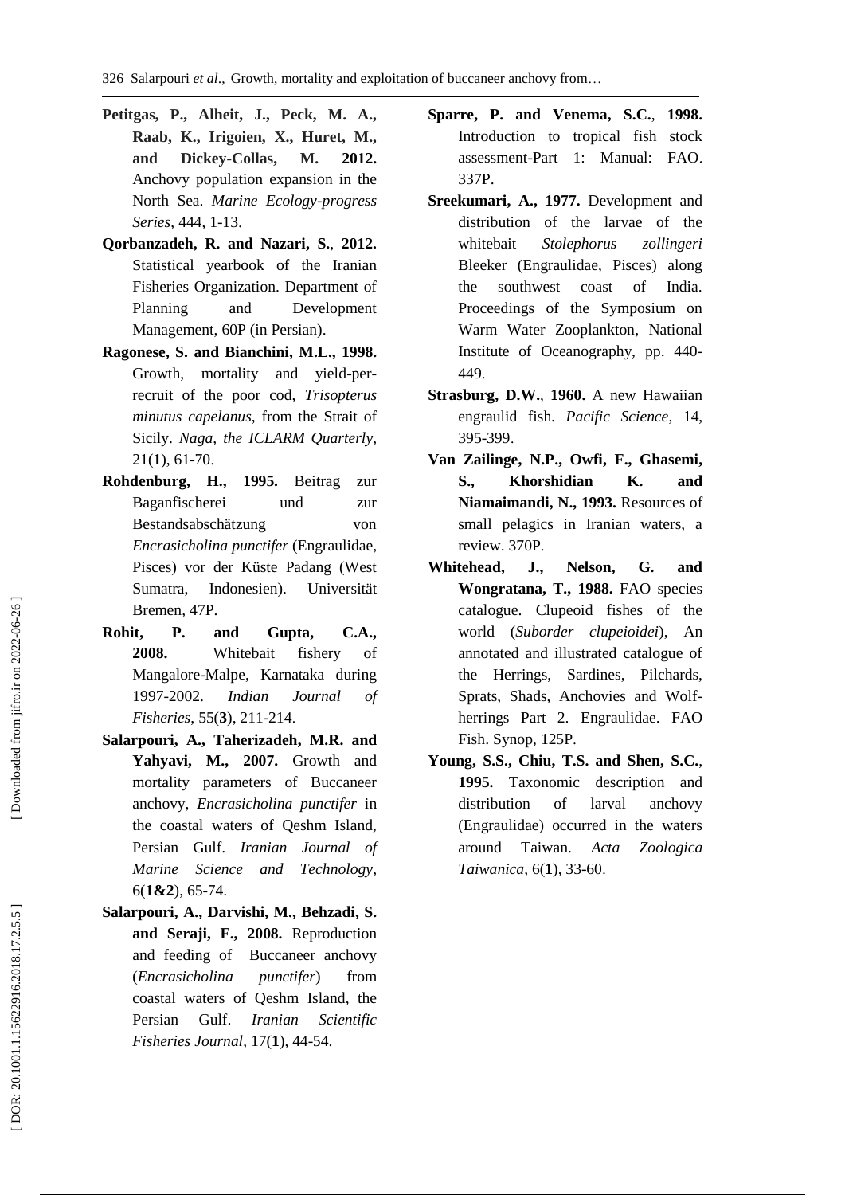**Petitgas, P., Alheit, J., Peck, M. A., Raab, K., Irigoien, X., Huret, M., and Dickey-Collas, M. 2012.** Anchovy population expansion in the North Sea. *Marine Ecology-progress Series*, 444, 1-13.

**Qorbanzadeh, R. and Nazari, S.**, **2012.** Statistical yearbook of the Iranian Fisheries Organization. Department of Planning and Development Management, 60P (in Persian).

**Ragonese, S. and Bianchini, M.L., 1998.** Growth, mortality and yield-per-recruit of the poor cod, *Trisopterus minutus capelanus*, from the Strait of Sicily. *Naga, the ICLARM Quarterly*, 21(**1**), 61-70.

**Rohdenburg, H., 1995.** Beitrag zur Baganfischerei und zur Bestandsabschätzung von *Encrasicholina punctifer* (Engraulidae, Pisces) vor der Küste Padang (West Sumatra, Indonesien). Universität Bremen, 47P.

**Rohit, P. and Gupta, C.A., 2008.** Whitebait fishery of Mangalore-Malpe, Karnataka during 1997-2002. *Indian Journal of Fisheries*, 55(**3**), 211-214.

**Salarpouri, A., Taherizadeh, M.R. and Yahyavi, M., 2007.** Growth and mortality parameters of Buccaneer anchovy, *Encrasicholina punctifer* in the coastal waters of Qeshm Island, Persian Gulf. *Iranian Journal of Marine Science and Technology*, 6(**1&2**), 65-74.

**Salarpouri, A., Darvishi, M., Behzadi, S. and Seraji, F., 2008.** Reproduction and feeding of Buccaneer anchovy (*Encrasicholina punctifer*) from coastal waters of Qeshm Island, the Persian Gulf. *Iranian Scientific Fisheries Journal*, 17(**1**), 44-54.

**Sparre, P. and Venema, S.C.**, **1998.** Introduction to tropical fish stock assessment-Part 1: Manual: FAO. 337P.

**Sreekumari, A., 1977.** Development and distribution of the larvae of the whitebait *Stolephorus zollingeri* Bleeker (Engraulidae, Pisces) along the southwest coast of India. Proceedings of the Symposium on Warm Water Zooplankton, National Institute of Oceanography, pp. 440-449.

**Strasburg, D.W.**, **1960.** A new Hawaiian engraulid fish. *Pacific Science*, 14, 395-399.

**Van Zailinge, N.P., Owfi, F., Ghasemi, S., Khorshidian K. and Niamaimandi, N., 1993.** Resources of small pelagics in Iranian waters, a review. 370P.

**Whitehead, J., Nelson, G. and Wongratana, T., 1988.** FAO species catalogue. Clupeoid fishes of the world (*Suborder clupeioidei*), An annotated and illustrated catalogue of the Herrings, Sardines, Pilchards, Sprats, Shads, Anchovies and Wolf-herrings Part 2. Engraulidae. FAO Fish. Synop, 125P.

**Young, S.S., Chiu, T.S. and Shen, S.C.**, **1995.** Taxonomic description and distribution of larval anchovy (Engraulidae) occurred in the waters around Taiwan. *Acta Zoologica Taiwanica*, 6(**1**), 33-60.